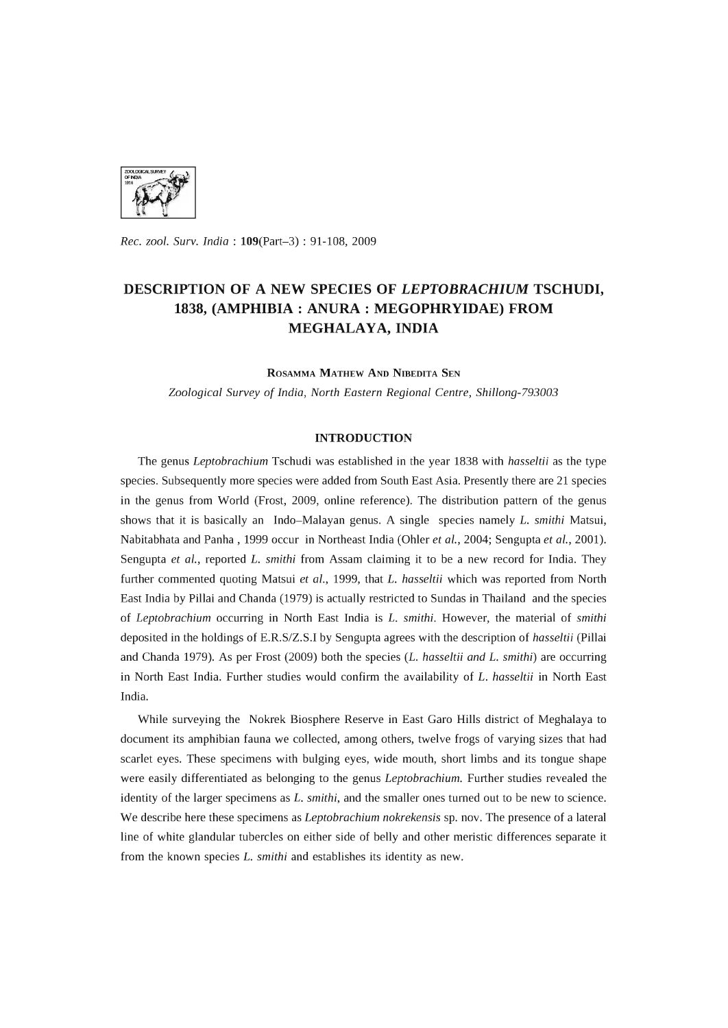*Rec. zool. Surv. India* : **109**(Part–3) : 91-108, 2009

# DESCRIPTION OF A NEW SPECIES OF *LEPTOBRACHIUM* TSCHUDI, 1838, (AMPHIBIA : ANURA : MEGOPHRYIDAE) FROM MEGHALAYA, INDIA

ROSAMMA MATHEW AND NIBEDITA SEN

*Zoological Survey of India, North Eastern Regional Centre, Shillong-793003*

## INTRODUCTION

The genus *Leptobrachium* Tschudi was established in the year 1838 with *hasseltii* as the type species. Subsequently more species were added from South East Asia. Presently there are 21 species in the genus from World (Frost, 2009, online reference). The distribution pattern of the genus shows that it is basically an Indo–Malayan genus. A single species namely *L. smithi* Matsui, Nabitabhata and Panha , 1999 occur in Northeast India (Ohler *et al.*, 2004; Sengupta *et al.*, 2001). Sengupta *et al.*, reported *L. smithi* from Assam claiming it to be a new record for India. They further commented quoting Matsui *et al.*, 1999, that *L. hasseltii* which was reported from North East India by Pillai and Chanda (1979) is actually restricted to Sundas in Thailand and the species of *Leptobrachium* occurring in North East India is *L. smithi*. However, the material of *smithi* deposited in the holdings of E.R.S/Z.S.I by Sengupta agrees with the description of *hasseltii* (Pillai and Chanda 1979). As per Frost (2009) both the species (*L. hasseltii and L. smithi*) are occurring in North East India. Further studies would confirm the availability of *L. hasseltii* in North East India.

While surveying the Nokrek Biosphere Reserve in East Garo Hills district of Meghalaya to document its amphibian fauna we collected, among others, twelve frogs of varying sizes that had scarlet eyes. These specimens with bulging eyes, wide mouth, short limbs and its tongue shape were easily differentiated as belonging to the genus *Leptobrachium.* Further studies revealed the identity of the larger specimens as *L. smithi*, and the smaller ones turned out to be new to science. We describe here these specimens as *Leptobrachium nokrekensis* sp. nov. The presence of a lateral line of white glandular tubercles on either side of belly and other meristic differences separate it from the known species *L. smithi* and establishes its identity as new.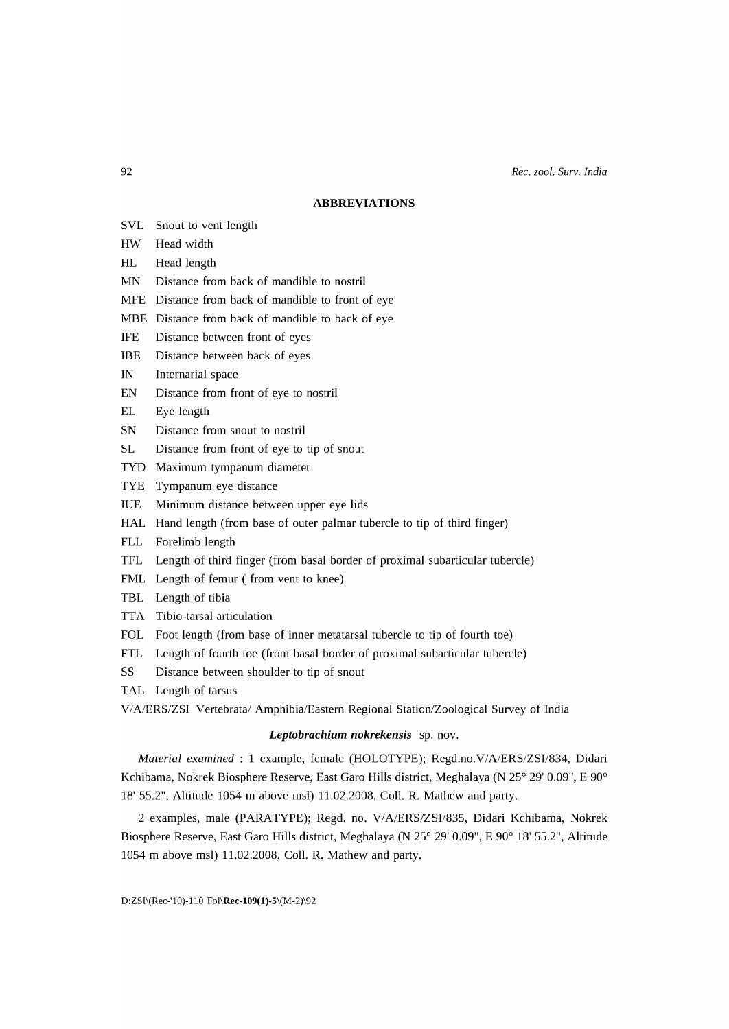## ABBREVIATIONS

- SVL Snout to vent length
- HW Head width
- HL Head length
- MN Distance from back of mandible to nostril
- MFE Distance from back of mandible to front of eye
- MBE Distance from back of mandible to back of eye
- IFE Distance between front of eyes
- IBE Distance between back of eyes
- IN Internarial space
- EN Distance from front of eye to nostril
- EL Eye length
- SN Distance from snout to nostril
- SL Distance from front of eye to tip of snout
- TYD Maximum tympanum diameter
- TYE Tympanum eye distance
- IUE Minimum distance between upper eye lids
- HAL Hand length (from base of outer palmar tubercle to tip of third finger)
- FLL Forelimb length
- TFL Length of third finger (from basal border of proximal subarticular tubercle)
- FML Length of femur ( from vent to knee)
- TBL Length of tibia
- TTA Tibio-tarsal articulation
- FOL Foot length (from base of inner metatarsal tubercle to tip of fourth toe)
- FTL Length of fourth toe (from basal border of proximal subarticular tubercle)
- SS Distance between shoulder to tip of snout
- TAL Length of tarsus
- V/A/ERS/ZSI Vertebrata/ Amphibia/Eastern Regional Station/Zoological Survey of India

### ***Leptobrachium nokrekensis*** sp. nov.

*Material examined* : 1 example, female (HOLOTYPE); Regd.no.V/A/ERS/ZSI/834, Didari Kchibama, Nokrek Biosphere Reserve, East Garo Hills district, Meghalaya (N 25° 29' 0.09", E 90° 18' 55.2", Altitude 1054 m above msl) 11.02.2008, Coll. R. Mathew and party.

2 examples, male (PARATYPE); Regd. no. V/A/ERS/ZSI/835, Didari Kchibama, Nokrek Biosphere Reserve, East Garo Hills district, Meghalaya (N 25° 29' 0.09", E 90° 18' 55.2", Altitude 1054 m above msl) 11.02.2008, Coll. R. Mathew and party.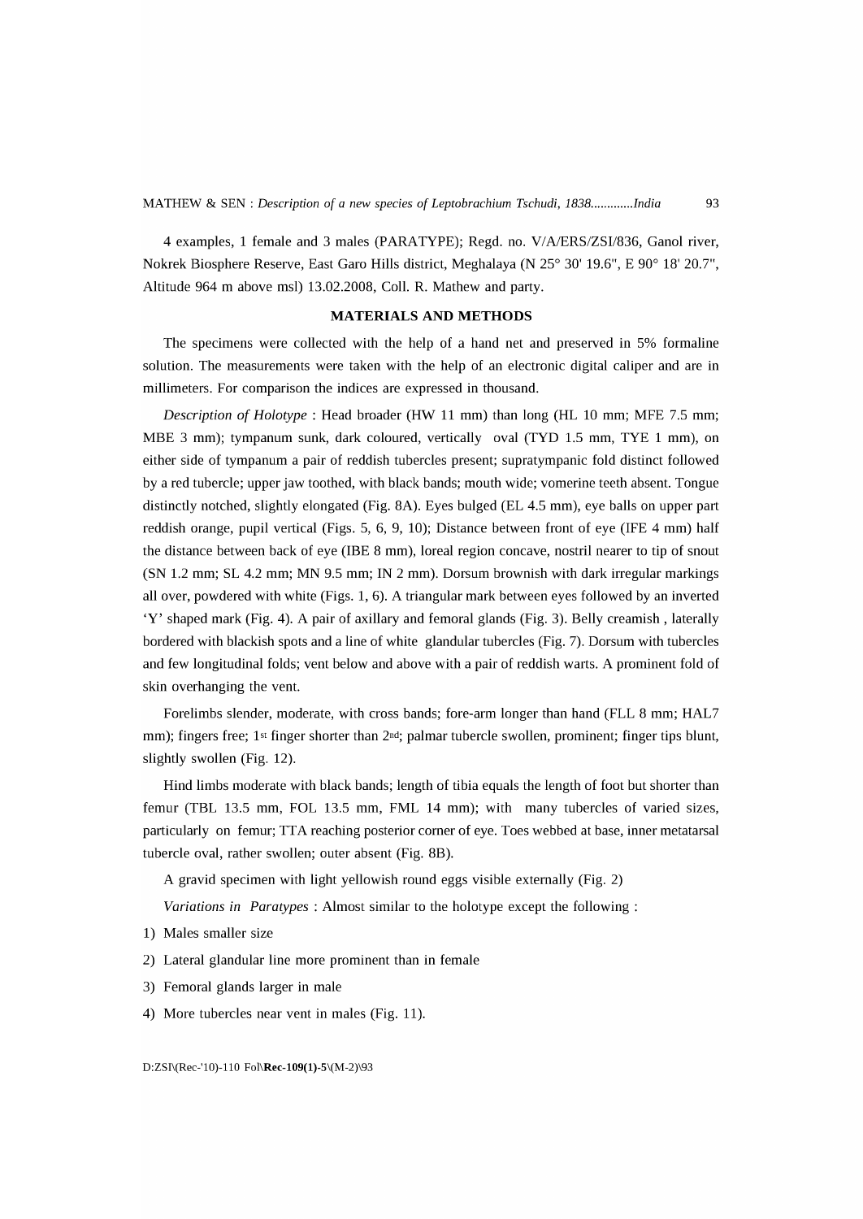4 examples, 1 female and 3 males (PARATYPE); Regd. no. V/A/ERS/ZSI/836, Ganol river, Nokrek Biosphere Reserve, East Garo Hills district, Meghalaya (N 25° 30' 19.6", E 90° 18' 20.7", Altitude 964 m above msl) 13.02.2008, Coll. R. Mathew and party.

## MATERIALS AND METHODS

The specimens were collected with the help of a hand net and preserved in 5% formaline solution. The measurements were taken with the help of an electronic digital caliper and are in millimeters. For comparison the indices are expressed in thousand.

*Description of Holotype* : Head broader (HW 11 mm) than long (HL 10 mm; MFE 7.5 mm; MBE 3 mm); tympanum sunk, dark coloured, vertically oval (TYD 1.5 mm, TYE 1 mm), on either side of tympanum a pair of reddish tubercles present; supratympanic fold distinct followed by a red tubercle; upper jaw toothed, with black bands; mouth wide; vomerine teeth absent. Tongue distinctly notched, slightly elongated (Fig. 8A). Eyes bulged (EL 4.5 mm), eye balls on upper part reddish orange, pupil vertical (Figs. 5, 6, 9, 10); Distance between front of eye (IFE 4 mm) half the distance between back of eye (IBE 8 mm), loreal region concave, nostril nearer to tip of snout (SN 1.2 mm; SL 4.2 mm; MN 9.5 mm; IN 2 mm). Dorsum brownish with dark irregular markings all over, powdered with white (Figs. 1, 6). A triangular mark between eyes followed by an inverted 'Y' shaped mark (Fig. 4). A pair of axillary and femoral glands (Fig. 3). Belly creamish , laterally bordered with blackish spots and a line of white glandular tubercles (Fig. 7). Dorsum with tubercles and few longitudinal folds; vent below and above with a pair of reddish warts. A prominent fold of skin overhanging the vent.

Forelimbs slender, moderate, with cross bands; fore-arm longer than hand (FLL 8 mm; HAL7 mm); fingers free; 1st finger shorter than 2nd; palmar tubercle swollen, prominent; finger tips blunt, slightly swollen (Fig. 12).

Hind limbs moderate with black bands; length of tibia equals the length of foot but shorter than femur (TBL 13.5 mm, FOL 13.5 mm, FML 14 mm); with many tubercles of varied sizes, particularly on femur; TTA reaching posterior corner of eye. Toes webbed at base, inner metatarsal tubercle oval, rather swollen; outer absent (Fig. 8B).

A gravid specimen with light yellowish round eggs visible externally (Fig. 2)

*Variations in Paratypes* : Almost similar to the holotype except the following :

1) Males smaller size
2) Lateral glandular line more prominent than in female
3) Femoral glands larger in male
4) More tubercles near vent in males (Fig. 11).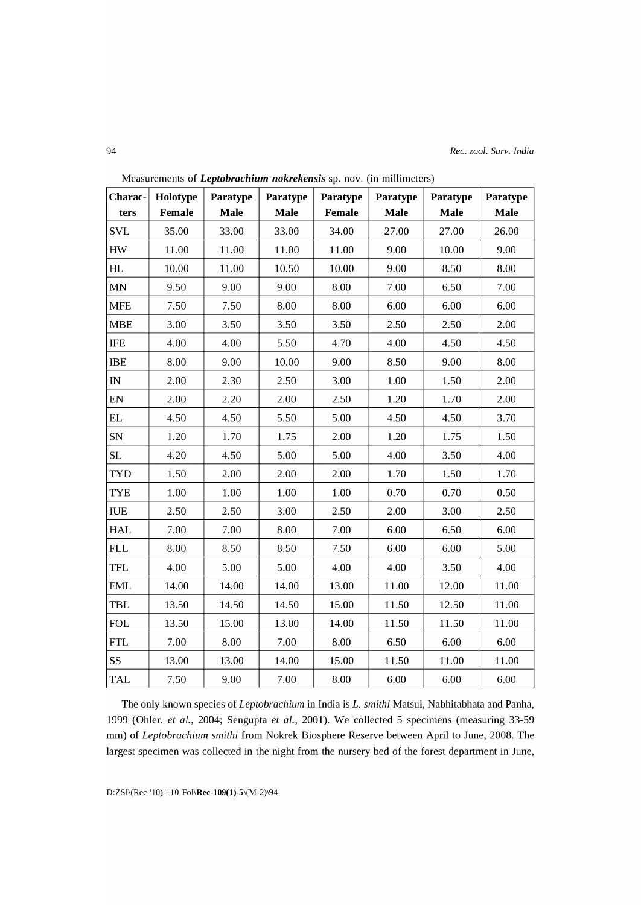Measurements of ***Leptobrachium nokrekensis*** sp. nov. (in millimeters)

| Characters | Holotype Female | Paratype Male | Paratype Male | Paratype Female | Paratype Male | Paratype Male | Paratype Male |
|---|---|---|---|---|---|---|---|
| SVL | 35.00 | 33.00 | 33.00 | 34.00 | 27.00 | 27.00 | 26.00 |
| HW | 11.00 | 11.00 | 11.00 | 11.00 | 9.00 | 10.00 | 9.00 |
| HL | 10.00 | 11.00 | 10.50 | 10.00 | 9.00 | 8.50 | 8.00 |
| MN | 9.50 | 9.00 | 9.00 | 8.00 | 7.00 | 6.50 | 7.00 |
| MFE | 7.50 | 7.50 | 8.00 | 8.00 | 6.00 | 6.00 | 6.00 |
| MBE | 3.00 | 3.50 | 3.50 | 3.50 | 2.50 | 2.50 | 2.00 |
| IFE | 4.00 | 4.00 | 5.50 | 4.70 | 4.00 | 4.50 | 4.50 |
| IBE | 8.00 | 9.00 | 10.00 | 9.00 | 8.50 | 9.00 | 8.00 |
| IN | 2.00 | 2.30 | 2.50 | 3.00 | 1.00 | 1.50 | 2.00 |
| EN | 2.00 | 2.20 | 2.00 | 2.50 | 1.20 | 1.70 | 2.00 |
| EL | 4.50 | 4.50 | 5.50 | 5.00 | 4.50 | 4.50 | 3.70 |
| SN | 1.20 | 1.70 | 1.75 | 2.00 | 1.20 | 1.75 | 1.50 |
| SL | 4.20 | 4.50 | 5.00 | 5.00 | 4.00 | 3.50 | 4.00 |
| TYD | 1.50 | 2.00 | 2.00 | 2.00 | 1.70 | 1.50 | 1.70 |
| TYE | 1.00 | 1.00 | 1.00 | 1.00 | 0.70 | 0.70 | 0.50 |
| IUE | 2.50 | 2.50 | 3.00 | 2.50 | 2.00 | 3.00 | 2.50 |
| HAL | 7.00 | 7.00 | 8.00 | 7.00 | 6.00 | 6.50 | 6.00 |
| FLL | 8.00 | 8.50 | 8.50 | 7.50 | 6.00 | 6.00 | 5.00 |
| TFL | 4.00 | 5.00 | 5.00 | 4.00 | 4.00 | 3.50 | 4.00 |
| FML | 14.00 | 14.00 | 14.00 | 13.00 | 11.00 | 12.00 | 11.00 |
| TBL | 13.50 | 14.50 | 14.50 | 15.00 | 11.50 | 12.50 | 11.00 |
| FOL | 13.50 | 15.00 | 13.00 | 14.00 | 11.50 | 11.50 | 11.00 |
| FTL | 7.00 | 8.00 | 7.00 | 8.00 | 6.50 | 6.00 | 6.00 |
| SS | 13.00 | 13.00 | 14.00 | 15.00 | 11.50 | 11.00 | 11.00 |
| TAL | 7.50 | 9.00 | 7.00 | 8.00 | 6.00 | 6.00 | 6.00 |

The only known species of *Leptobrachium* in India is *L. smithi* Matsui, Nabhitabhata and Panha, 1999 (Ohler. *et al.*, 2004; Sengupta *et al.*, 2001). We collected 5 specimens (measuring 33-59 mm) of *Leptobrachium smithi* from Nokrek Biosphere Reserve between April to June, 2008. The largest specimen was collected in the night from the nursery bed of the forest department in June,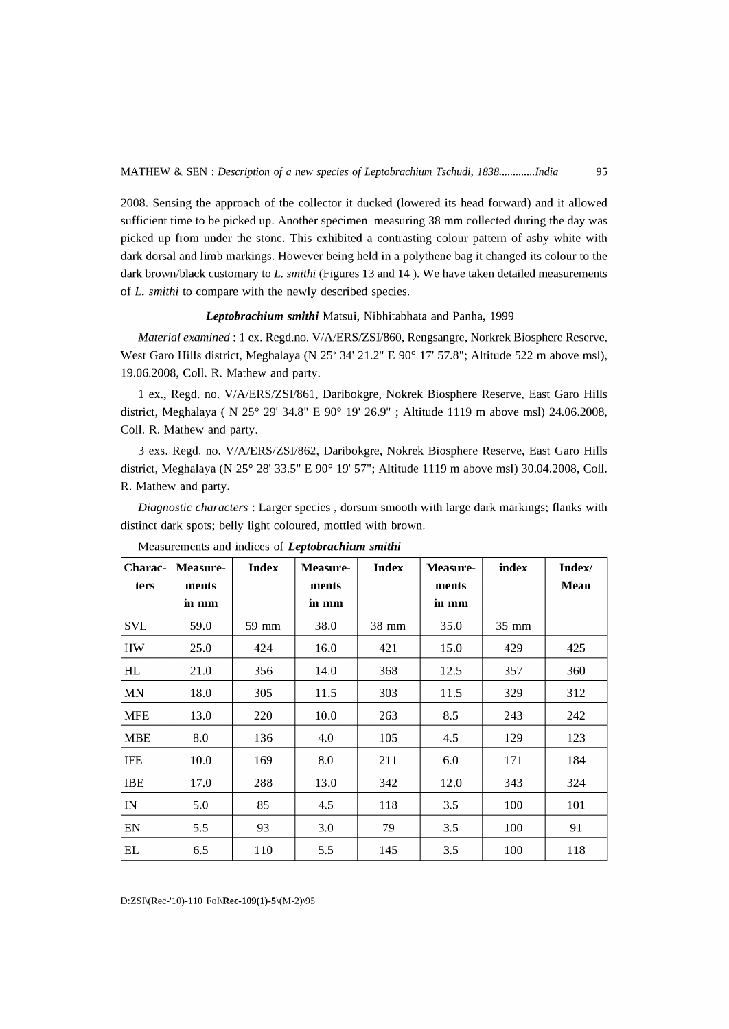2008. Sensing the approach of the collector it ducked (lowered its head forward) and it allowed sufficient time to be picked up. Another specimen measuring 38 mm collected during the day was picked up from under the stone. This exhibited a contrasting colour pattern of ashy white with dark dorsal and limb markings. However being held in a polythene bag it changed its colour to the dark brown/black customary to *L. smithi* (Figures 13 and 14 ). We have taken detailed measurements of *L. smithi* to compare with the newly described species.

### ***Leptobrachium smithi*** Matsui, Nibhitabhata and Panha, 1999

*Material examined* : 1 ex. Regd.no. V/A/ERS/ZSI/860, Rengsangre, Norkrek Biosphere Reserve, West Garo Hills district, Meghalaya (N 25° 34' 21.2" E 90° 17' 57.8"; Altitude 522 m above msl), 19.06.2008, Coll. R. Mathew and party.

1 ex., Regd. no. V/A/ERS/ZSI/861, Daribokgre, Nokrek Biosphere Reserve, East Garo Hills district, Meghalaya ( N 25° 29' 34.8" E 90° 19' 26.9" ; Altitude 1119 m above msl) 24.06.2008, Coll. R. Mathew and party.

3 exs. Regd. no. V/A/ERS/ZSI/862, Daribokgre, Nokrek Biosphere Reserve, East Garo Hills district, Meghalaya (N 25° 28' 33.5" E 90° 19' 57"; Altitude 1119 m above msl) 30.04.2008, Coll. R. Mathew and party.

*Diagnostic characters* : Larger species , dorsum smooth with large dark markings; flanks with distinct dark spots; belly light coloured, mottled with brown.

Measurements and indices of ***Leptobrachium smithi***

| Charac-ters | Measure-ments in mm | Index | Measure-ments in mm | Index | Measure-ments in mm | index | Index/ Mean |
|---|---|---|---|---|---|---|---|
| SVL | 59.0 | 59 mm | 38.0 | 38 mm | 35.0 | 35 mm | |
| HW | 25.0 | 424 | 16.0 | 421 | 15.0 | 429 | 425 |
| HL | 21.0 | 356 | 14.0 | 368 | 12.5 | 357 | 360 |
| MN | 18.0 | 305 | 11.5 | 303 | 11.5 | 329 | 312 |
| MFE | 13.0 | 220 | 10.0 | 263 | 8.5 | 243 | 242 |
| MBE | 8.0 | 136 | 4.0 | 105 | 4.5 | 129 | 123 |
| IFE | 10.0 | 169 | 8.0 | 211 | 6.0 | 171 | 184 |
| IBE | 17.0 | 288 | 13.0 | 342 | 12.0 | 343 | 324 |
| IN | 5.0 | 85 | 4.5 | 118 | 3.5 | 100 | 101 |
| EN | 5.5 | 93 | 3.0 | 79 | 3.5 | 100 | 91 |
| EL | 6.5 | 110 | 5.5 | 145 | 3.5 | 100 | 118 |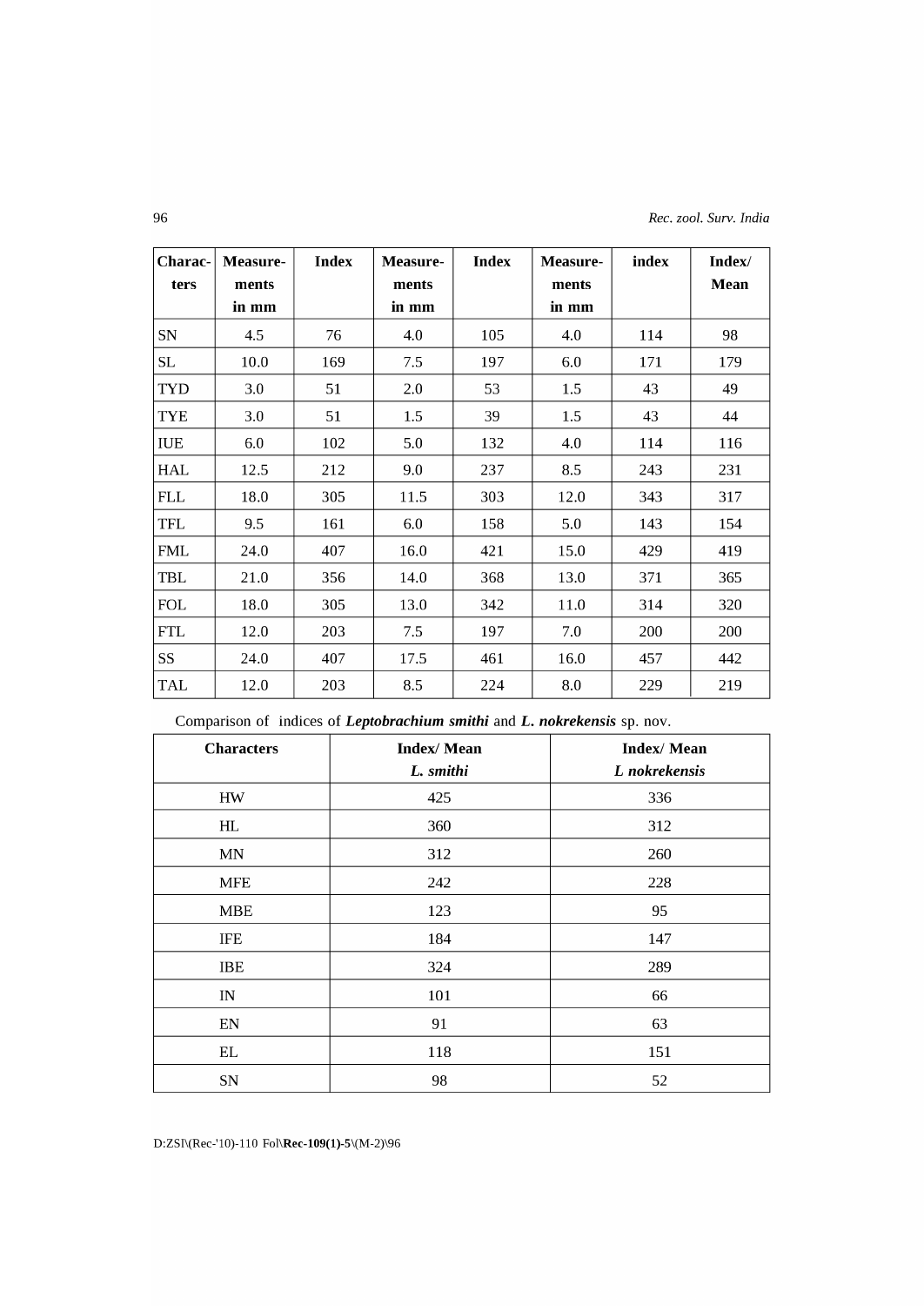| Charac-ters | Measure-ments in mm | Index | Measure-ments in mm | Index | Measure-ments in mm | index | Index/ Mean |
|---|---|---|---|---|---|---|---|
| SN | 4.5 | 76 | 4.0 | 105 | 4.0 | 114 | 98 |
| SL | 10.0 | 169 | 7.5 | 197 | 6.0 | 171 | 179 |
| TYD | 3.0 | 51 | 2.0 | 53 | 1.5 | 43 | 49 |
| TYE | 3.0 | 51 | 1.5 | 39 | 1.5 | 43 | 44 |
| IUE | 6.0 | 102 | 5.0 | 132 | 4.0 | 114 | 116 |
| HAL | 12.5 | 212 | 9.0 | 237 | 8.5 | 243 | 231 |
| FLL | 18.0 | 305 | 11.5 | 303 | 12.0 | 343 | 317 |
| TFL | 9.5 | 161 | 6.0 | 158 | 5.0 | 143 | 154 |
| FML | 24.0 | 407 | 16.0 | 421 | 15.0 | 429 | 419 |
| TBL | 21.0 | 356 | 14.0 | 368 | 13.0 | 371 | 365 |
| FOL | 18.0 | 305 | 13.0 | 342 | 11.0 | 314 | 320 |
| FTL | 12.0 | 203 | 7.5 | 197 | 7.0 | 200 | 200 |
| SS | 24.0 | 407 | 17.5 | 461 | 16.0 | 457 | 442 |
| TAL | 12.0 | 203 | 8.5 | 224 | 8.0 | 229 | 219 |

Comparison of indices of ***Leptobrachium smithi*** and ***L. nokrekensis*** sp. nov.

| Characters | Index/ Mean *L. smithi* | Index/ Mean *L nokrekensis* |
|---|---|---|
| HW | 425 | 336 |
| HL | 360 | 312 |
| MN | 312 | 260 |
| MFE | 242 | 228 |
| MBE | 123 | 95 |
| IFE | 184 | 147 |
| IBE | 324 | 289 |
| IN | 101 | 66 |
| EN | 91 | 63 |
| EL | 118 | 151 |
| SN | 98 | 52 |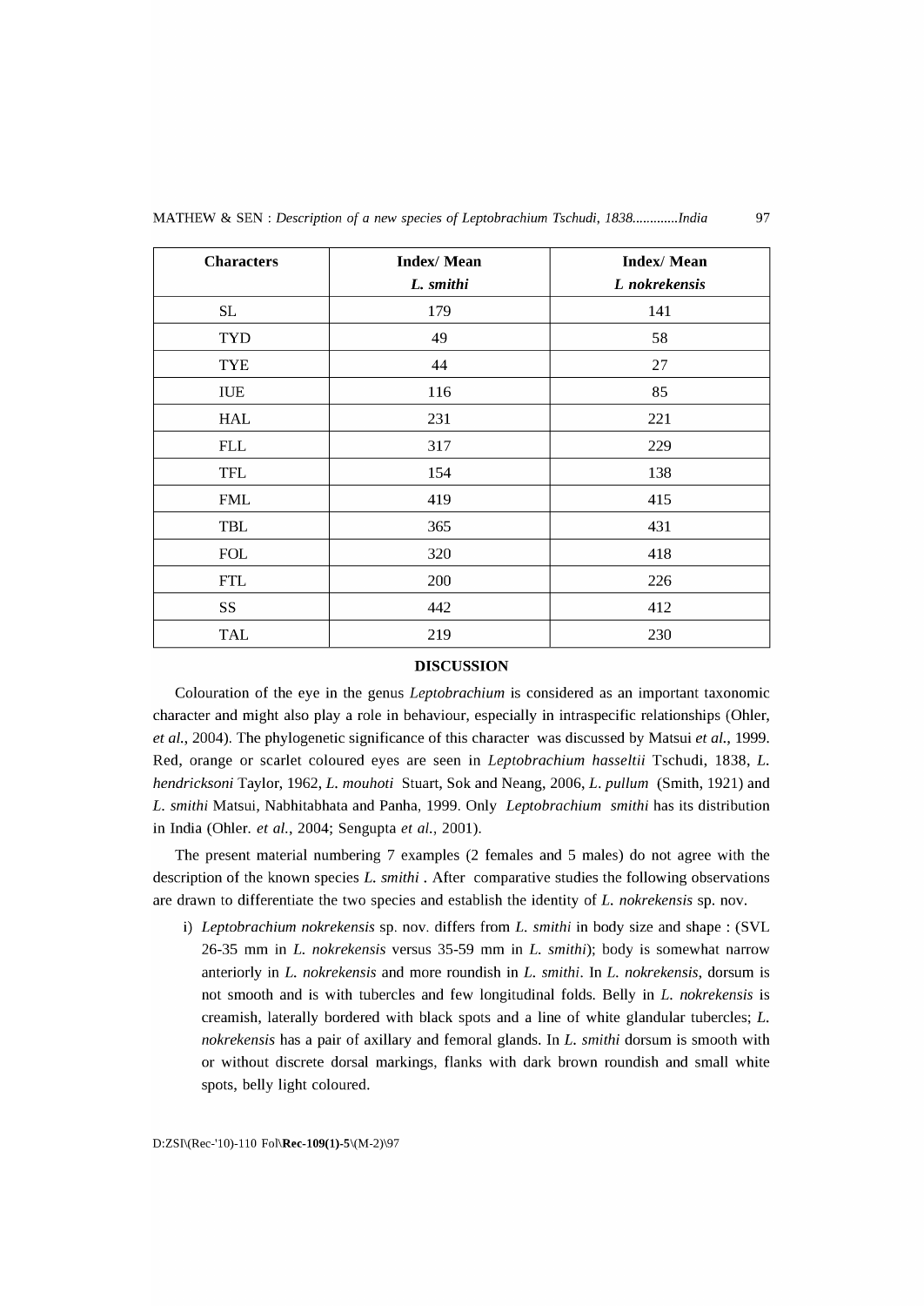| Characters | Index/ Mean *L. smithi* | Index/ Mean *L nokrekensis* |
|---|---|---|
| SL | 179 | 141 |
| TYD | 49 | 58 |
| TYE | 44 | 27 |
| IUE | 116 | 85 |
| HAL | 231 | 221 |
| FLL | 317 | 229 |
| TFL | 154 | 138 |
| FML | 419 | 415 |
| TBL | 365 | 431 |
| FOL | 320 | 418 |
| FTL | 200 | 226 |
| SS | 442 | 412 |
| TAL | 219 | 230 |

## DISCUSSION

Colouration of the eye in the genus *Leptobrachium* is considered as an important taxonomic character and might also play a role in behaviour, especially in intraspecific relationships (Ohler, *et al.*, 2004). The phylogenetic significance of this character was discussed by Matsui *et al.*, 1999. Red, orange or scarlet coloured eyes are seen in *Leptobrachium hasseltii* Tschudi, 1838, *L. hendricksoni* Taylor, 1962, *L. mouhoti* Stuart, Sok and Neang, 2006, *L. pullum* (Smith, 1921) and *L. smithi* Matsui, Nabhitabhata and Panha, 1999. Only *Leptobrachium smithi* has its distribution in India (Ohler. *et al.*, 2004; Sengupta *et al.*, 2001).

The present material numbering 7 examples (2 females and 5 males) do not agree with the description of the known species *L. smithi*. After comparative studies the following observations are drawn to differentiate the two species and establish the identity of *L. nokrekensis* sp. nov.

i) *Leptobrachium nokrekensis* sp. nov. differs from *L. smithi* in body size and shape : (SVL 26-35 mm in *L. nokrekensis* versus 35-59 mm in *L. smithi*); body is somewhat narrow anteriorly in *L. nokrekensis* and more roundish in *L. smithi*. In *L. nokrekensis*, dorsum is not smooth and is with tubercles and few longitudinal folds. Belly in *L. nokrekensis* is creamish, laterally bordered with black spots and a line of white glandular tubercles; *L. nokrekensis* has a pair of axillary and femoral glands. In *L. smithi* dorsum is smooth with or without discrete dorsal markings, flanks with dark brown roundish and small white spots, belly light coloured.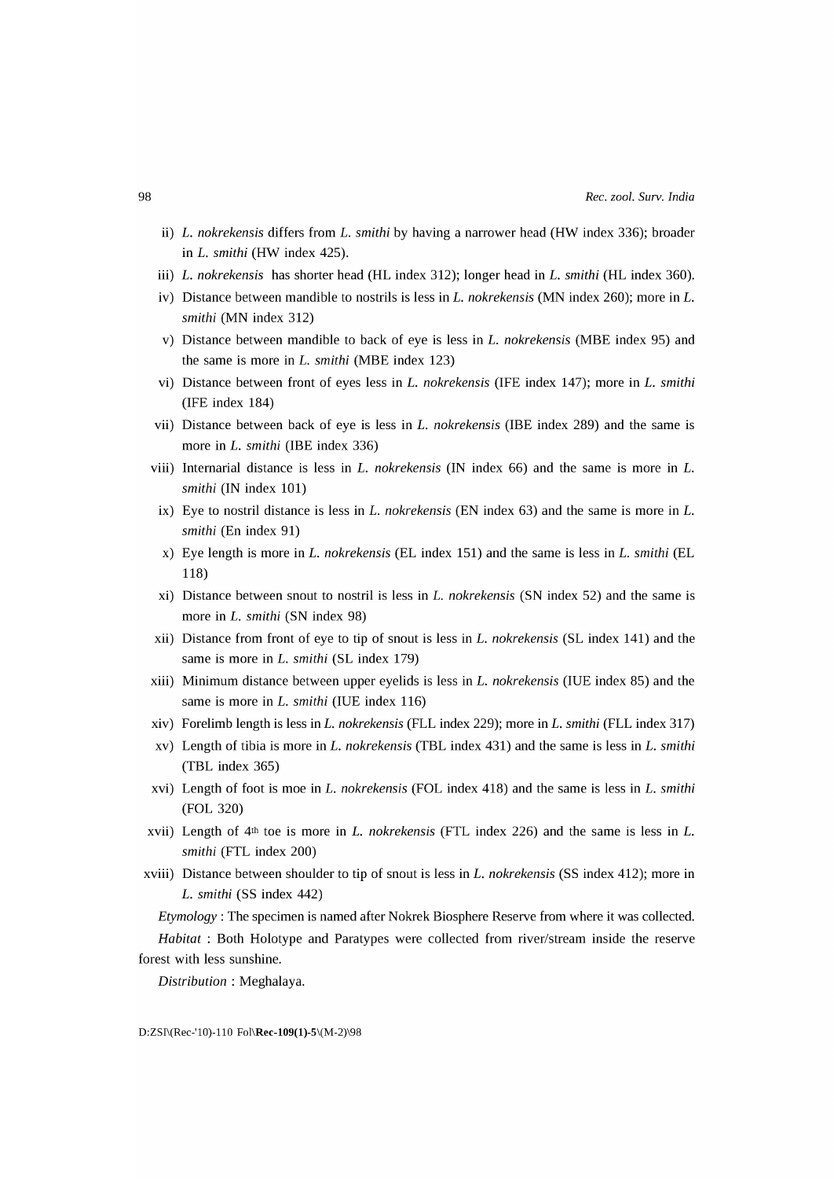ii) *L. nokrekensis* differs from *L. smithi* by having a narrower head (HW index 336); broader in *L. smithi* (HW index 425).

iii) *L. nokrekensis* has shorter head (HL index 312); longer head in *L. smithi* (HL index 360).

iv) Distance between mandible to nostrils is less in *L. nokrekensis* (MN index 260); more in *L. smithi* (MN index 312)

v) Distance between mandible to back of eye is less in *L. nokrekensis* (MBE index 95) and the same is more in *L. smithi* (MBE index 123)

vi) Distance between front of eyes less in *L. nokrekensis* (IFE index 147); more in *L. smithi* (IFE index 184)

vii) Distance between back of eye is less in *L. nokrekensis* (IBE index 289) and the same is more in *L. smithi* (IBE index 336)

viii) Internarial distance is less in *L. nokrekensis* (IN index 66) and the same is more in *L. smithi* (IN index 101)

ix) Eye to nostril distance is less in *L. nokrekensis* (EN index 63) and the same is more in *L. smithi* (En index 91)

x) Eye length is more in *L. nokrekensis* (EL index 151) and the same is less in *L. smithi* (EL 118)

xi) Distance between snout to nostril is less in *L. nokrekensis* (SN index 52) and the same is more in *L. smithi* (SN index 98)

xii) Distance from front of eye to tip of snout is less in *L. nokrekensis* (SL index 141) and the same is more in *L. smithi* (SL index 179)

xiii) Minimum distance between upper eyelids is less in *L. nokrekensis* (IUE index 85) and the same is more in *L. smithi* (IUE index 116)

xiv) Forelimb length is less in *L. nokrekensis* (FLL index 229); more in *L. smithi* (FLL index 317)

xv) Length of tibia is more in *L. nokrekensis* (TBL index 431) and the same is less in *L. smithi* (TBL index 365)

xvi) Length of foot is moe in *L. nokrekensis* (FOL index 418) and the same is less in *L. smithi* (FOL 320)

xvii) Length of 4th toe is more in *L. nokrekensis* (FTL index 226) and the same is less in *L. smithi* (FTL index 200)

xviii) Distance between shoulder to tip of snout is less in *L. nokrekensis* (SS index 412); more in *L. smithi* (SS index 442)

*Etymology* : The specimen is named after Nokrek Biosphere Reserve from where it was collected.

*Habitat* : Both Holotype and Paratypes were collected from river/stream inside the reserve forest with less sunshine.

*Distribution* : Meghalaya.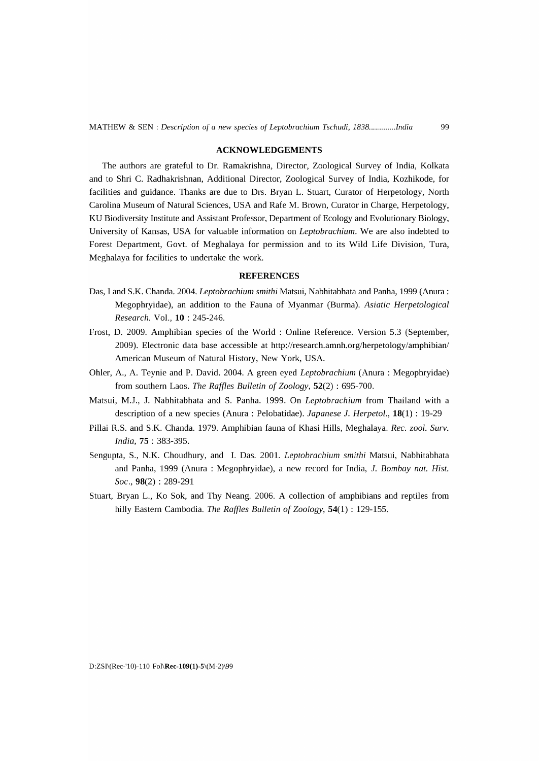## ACKNOWLEDGEMENTS

The authors are grateful to Dr. Ramakrishna, Director, Zoological Survey of India, Kolkata and to Shri C. Radhakrishnan, Additional Director, Zoological Survey of India, Kozhikode, for facilities and guidance. Thanks are due to Drs. Bryan L. Stuart, Curator of Herpetology, North Carolina Museum of Natural Sciences, USA and Rafe M. Brown, Curator in Charge, Herpetology, KU Biodiversity Institute and Assistant Professor, Department of Ecology and Evolutionary Biology, University of Kansas, USA for valuable information on *Leptobrachium*. We are also indebted to Forest Department, Govt. of Meghalaya for permission and to its Wild Life Division, Tura, Meghalaya for facilities to undertake the work.

## REFERENCES

Das, I and S.K. Chanda. 2004. *Leptobrachium smithi* Matsui, Nabhitabhata and Panha, 1999 (Anura : Megophryidae), an addition to the Fauna of Myanmar (Burma). *Asiatic Herpetological Research*. Vol., **10** : 245-246.

Frost, D. 2009. Amphibian species of the World : Online Reference. Version 5.3 (September, 2009). Electronic data base accessible at http://research.amnh.org/herpetology/amphibian/ American Museum of Natural History, New York, USA.

Ohler, A., A. Teynie and P. David. 2004. A green eyed *Leptobrachium* (Anura : Megophryidae) from southern Laos. *The Raffles Bulletin of Zoology*, **52**(2) : 695-700.

Matsui, M.J., J. Nabhitabhata and S. Panha. 1999. On *Leptobrachium* from Thailand with a description of a new species (Anura : Pelobatidae). *Japanese J. Herpetol*., **18**(1) : 19-29

Pillai R.S. and S.K. Chanda. 1979. Amphibian fauna of Khasi Hills, Meghalaya. *Rec. zool. Surv. India*, **75** : 383-395.

Sengupta, S., N.K. Choudhury, and I. Das. 2001. *Leptobrachium smithi* Matsui, Nabhitabhata and Panha, 1999 (Anura : Megophryidae), a new record for India, *J. Bombay nat. Hist. Soc*., **98**(2) : 289-291

Stuart, Bryan L., Ko Sok, and Thy Neang. 2006. A collection of amphibians and reptiles from hilly Eastern Cambodia. *The Raffles Bulletin of Zoology*, **54**(1) : 129-155.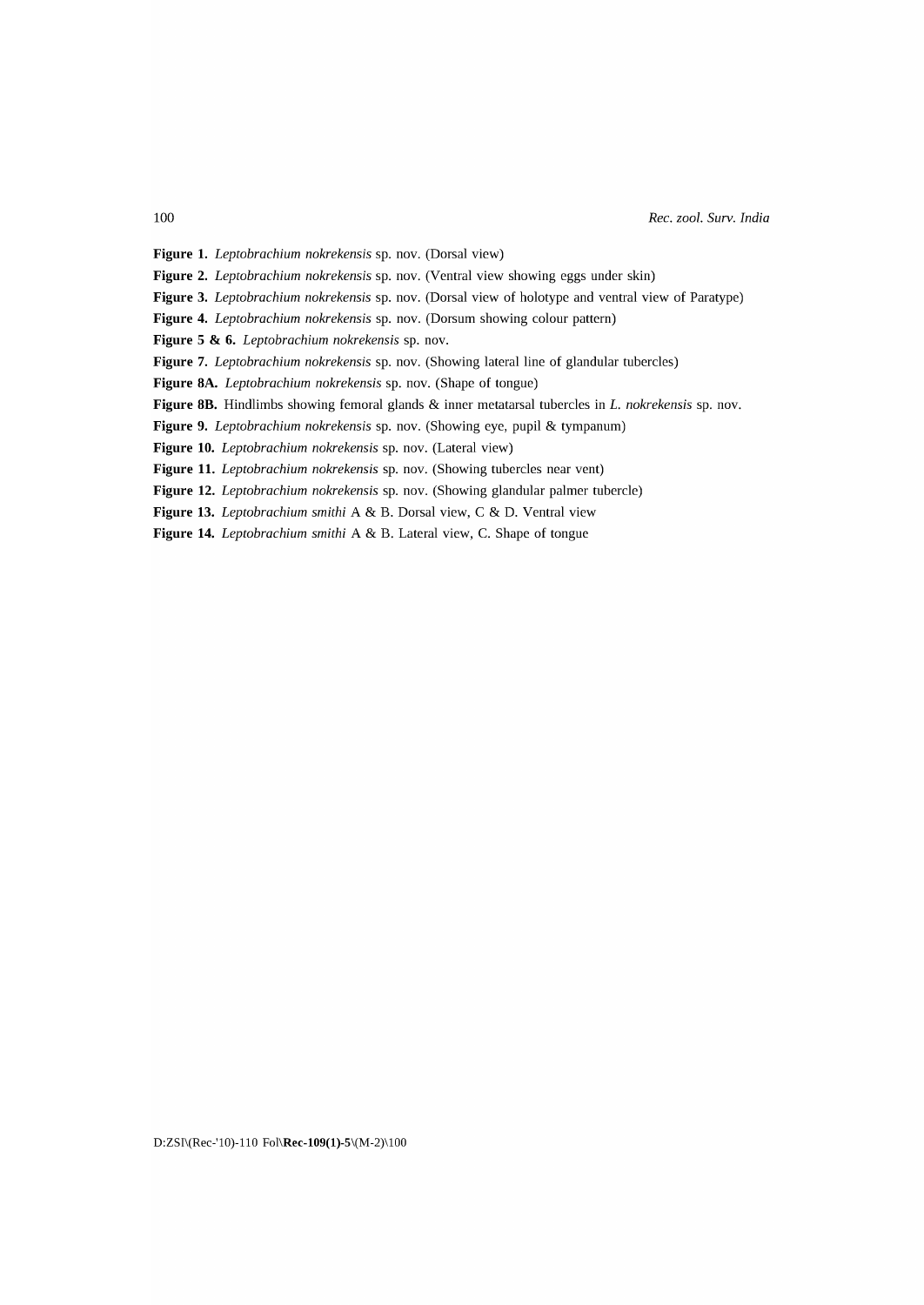**Figure 1.** *Leptobrachium nokrekensis* sp. nov. (Dorsal view)

**Figure 2.** *Leptobrachium nokrekensis* sp. nov. (Ventral view showing eggs under skin)

**Figure 3.** *Leptobrachium nokrekensis* sp. nov. (Dorsal view of holotype and ventral view of Paratype)

**Figure 4.** *Leptobrachium nokrekensis* sp. nov. (Dorsum showing colour pattern)

**Figure 5 & 6.** *Leptobrachium nokrekensis* sp. nov.

**Figure 7.** *Leptobrachium nokrekensis* sp. nov. (Showing lateral line of glandular tubercles)

**Figure 8A.** *Leptobrachium nokrekensis* sp. nov. (Shape of tongue)

**Figure 8B.** Hindlimbs showing femoral glands & inner metatarsal tubercles in *L. nokrekensis* sp. nov.

**Figure 9.** *Leptobrachium nokrekensis* sp. nov. (Showing eye, pupil & tympanum)

**Figure 10.** *Leptobrachium nokrekensis* sp. nov. (Lateral view)

**Figure 11.** *Leptobrachium nokrekensis* sp. nov. (Showing tubercles near vent)

**Figure 12.** *Leptobrachium nokrekensis* sp. nov. (Showing glandular palmer tubercle)

**Figure 13.** *Leptobrachium smithi* A & B. Dorsal view, C & D. Ventral view

**Figure 14.** *Leptobrachium smithi* A & B. Lateral view, C. Shape of tongue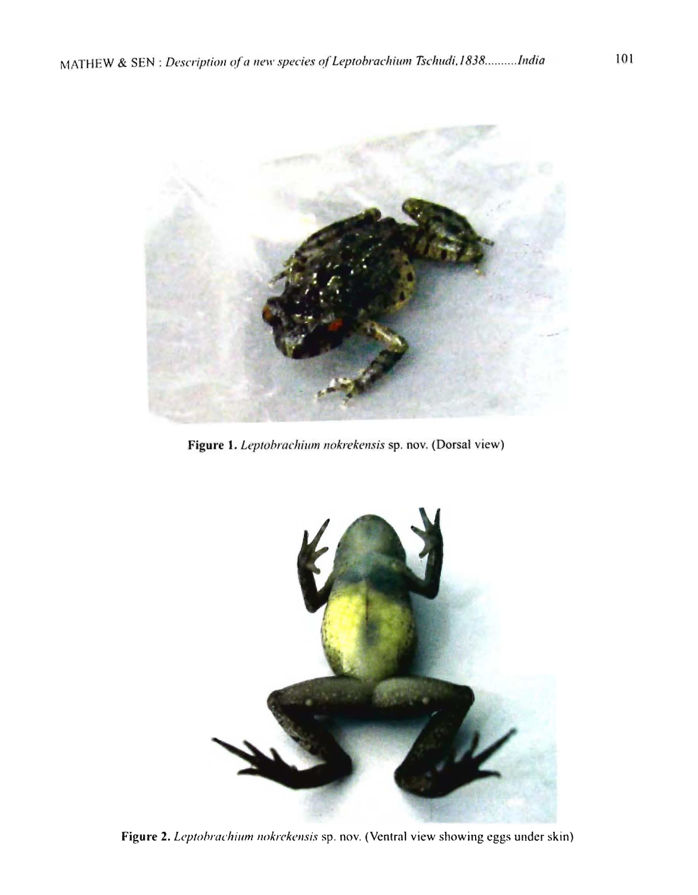Figure 1. *Leptobrachium nokrekensis* sp. nov. (Dorsal view)

Figure 2. *Leptobrachium nokrekensis* sp. nov. (Ventral view showing eggs under skin)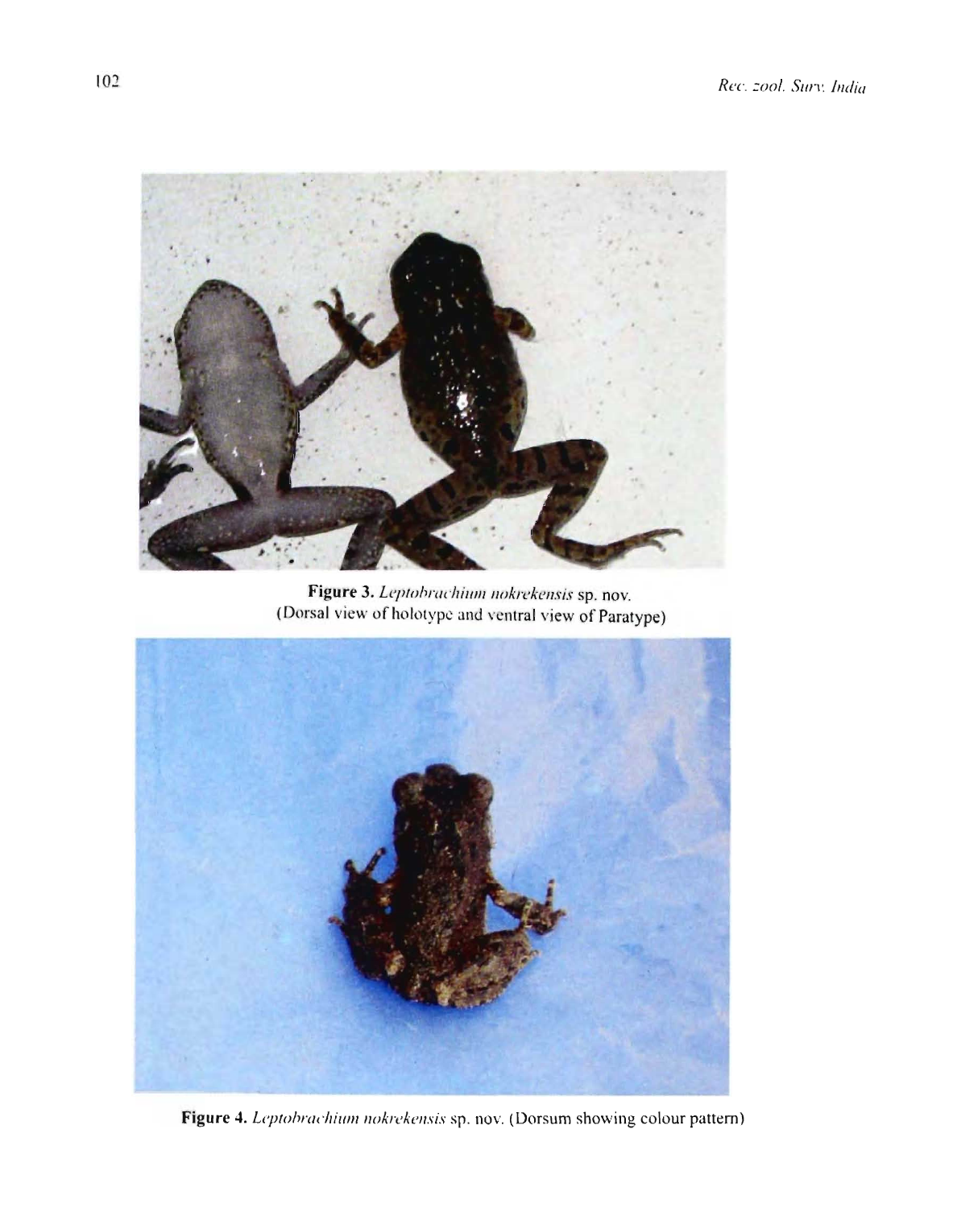**Figure 3.** *Leptobrachium nokrekensis* sp. nov. (Dorsal view of holotype and ventral view of Paratype)

**Figure 4.** *Leptobrachium nokrekensis* sp. nov. (Dorsum showing colour pattern)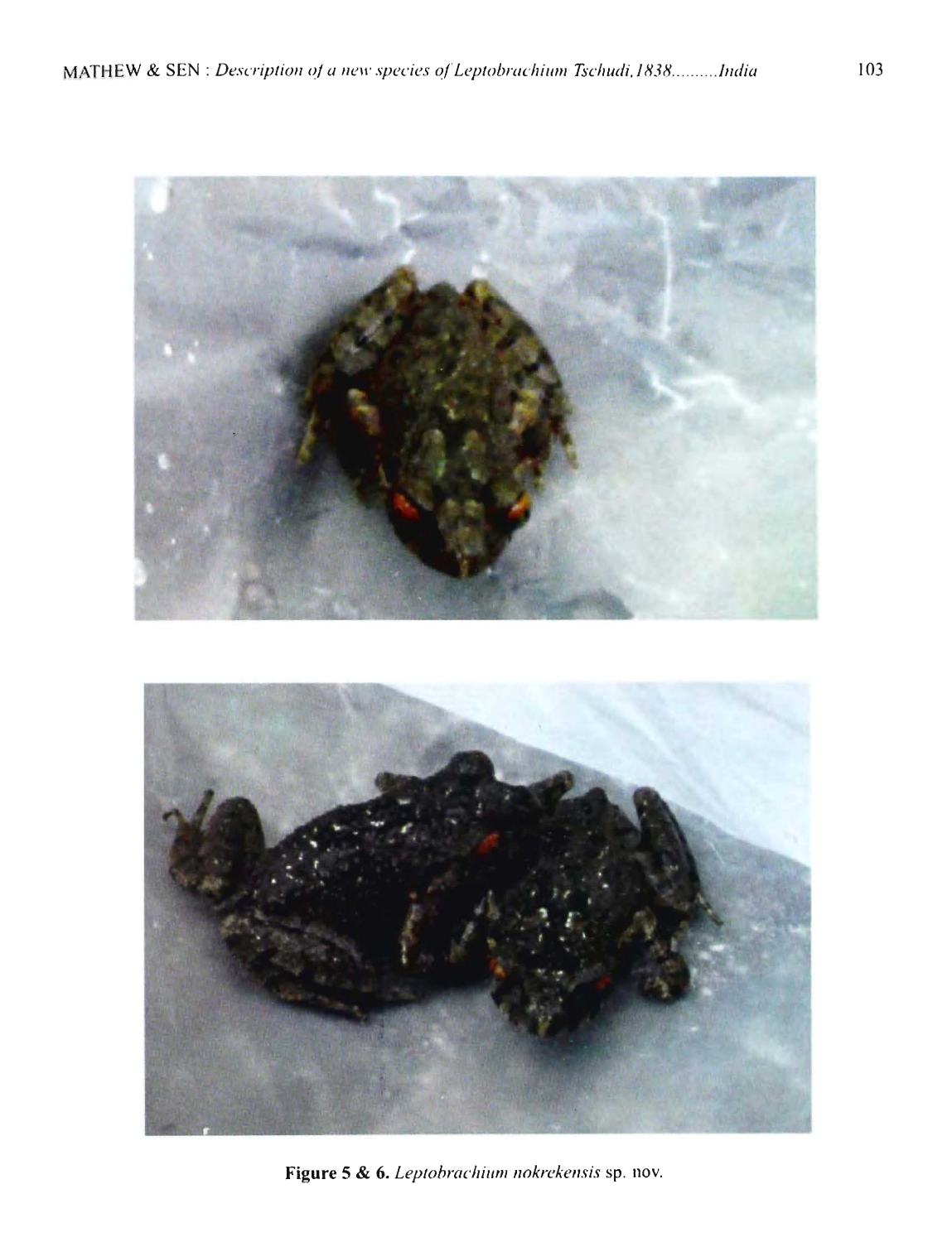**Figure 5 & 6.** *Leptobrachium nokrekensis* sp. nov.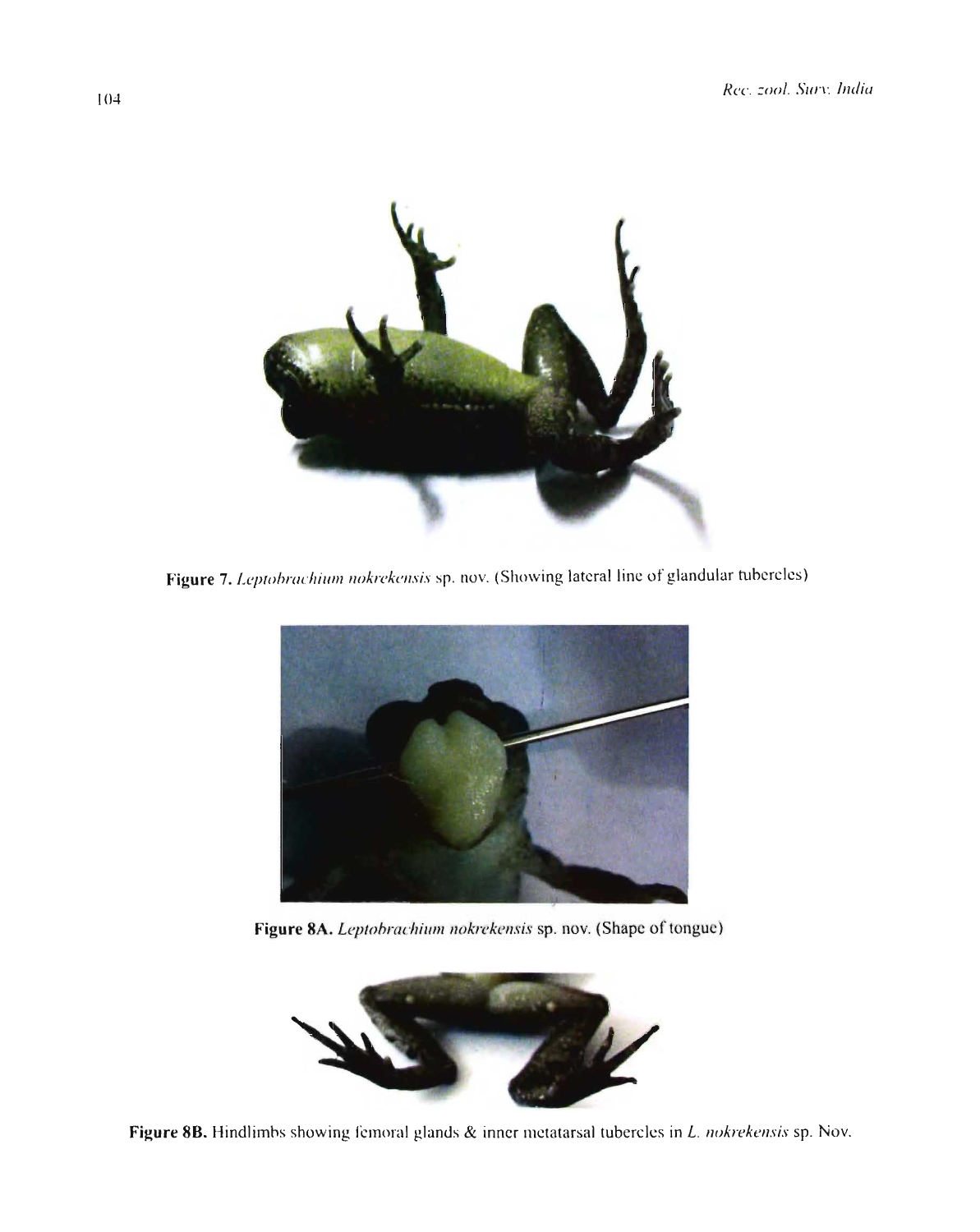**Figure 7.** *Leptobrachium nokrekensis* sp. nov. (Showing lateral line of glandular tubercles)

**Figure 8A.** *Leptobrachium nokrekensis* sp. nov. (Shape of tongue)

**Figure 8B.** Hindlimbs showing femoral glands & inner metatarsal tubercles in *L. nokrekensis* sp. Nov.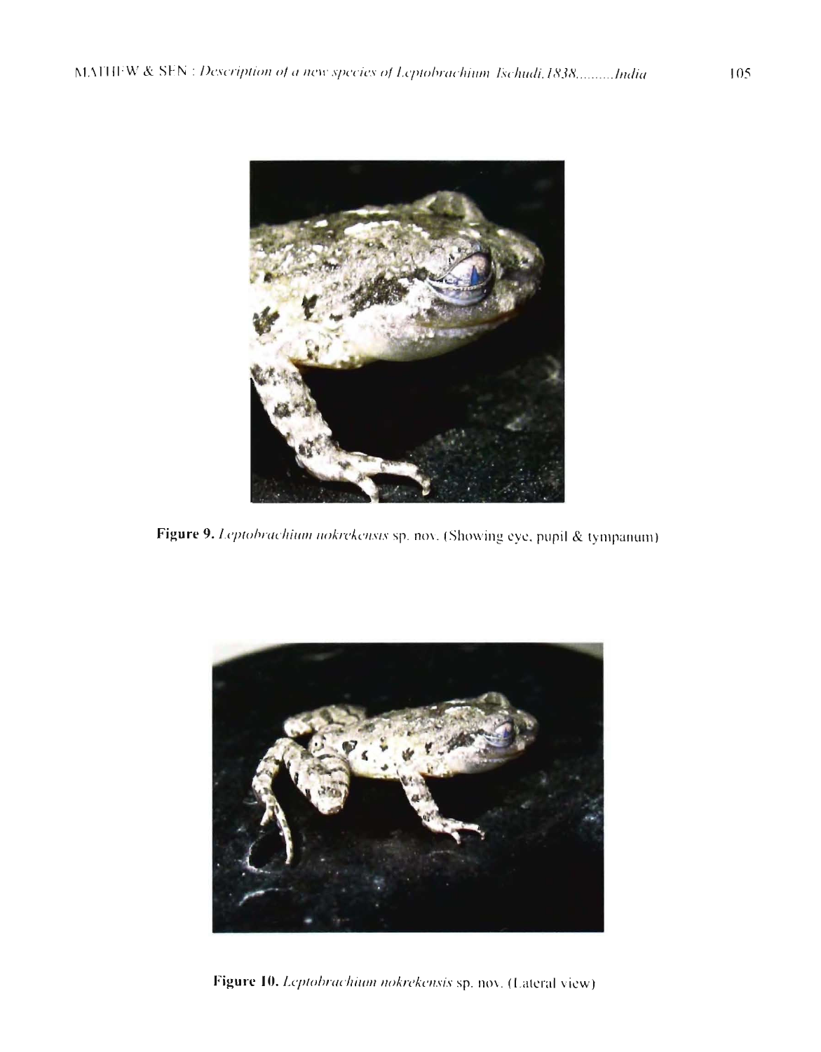**Figure 9.** *Leptobrachium nokrekensis* sp. nov. (Showing eye, pupil & tympanum)

**Figure 10.** *Leptobrachium nokrekensis* sp. nov. (Lateral view)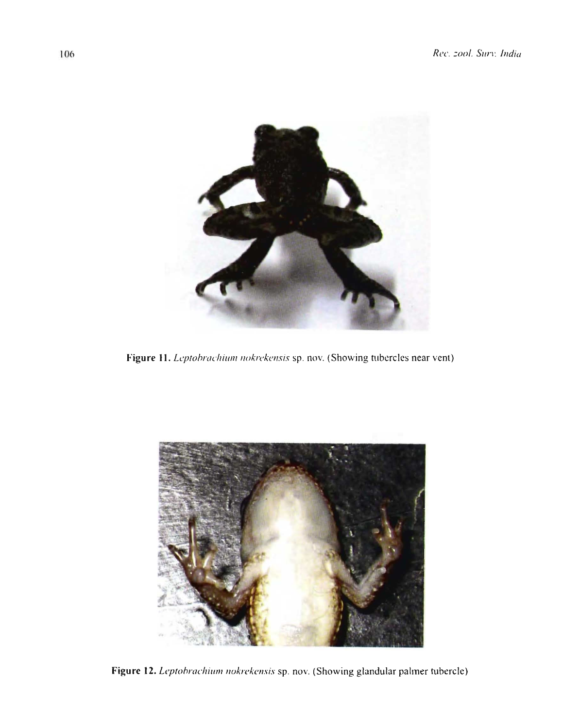Figure 11. *Leptobrachium nokrekensis* sp. nov. (Showing tubercles near vent)

Figure 12. *Leptobrachium nokrekensis* sp. nov. (Showing glandular palmer tubercle)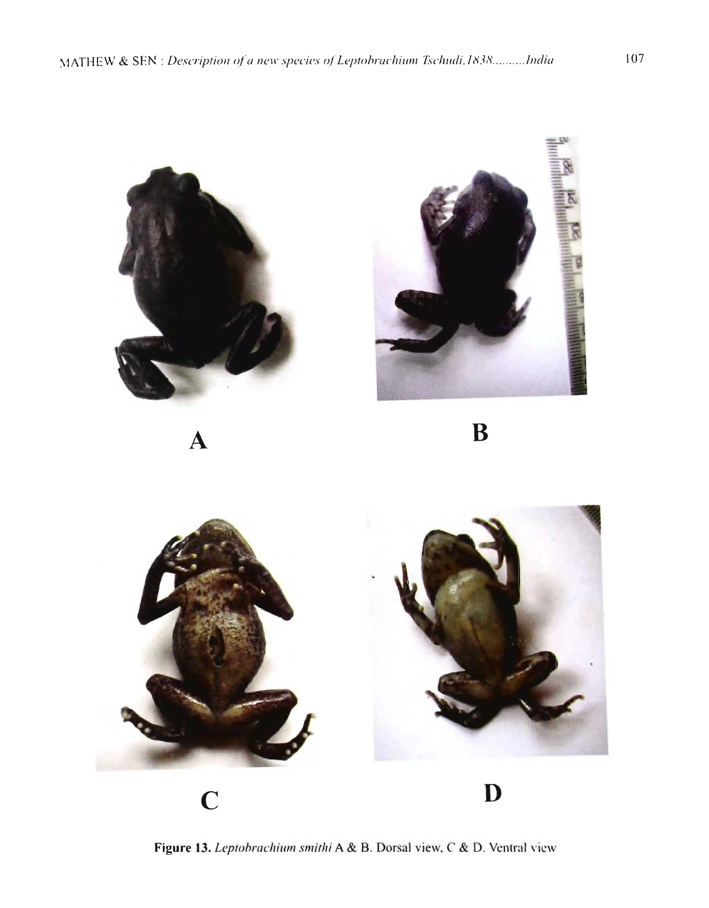A

B

C

D

**Figure 13.** *Leptobrachium smithi* A & B. Dorsal view, C & D. Ventral view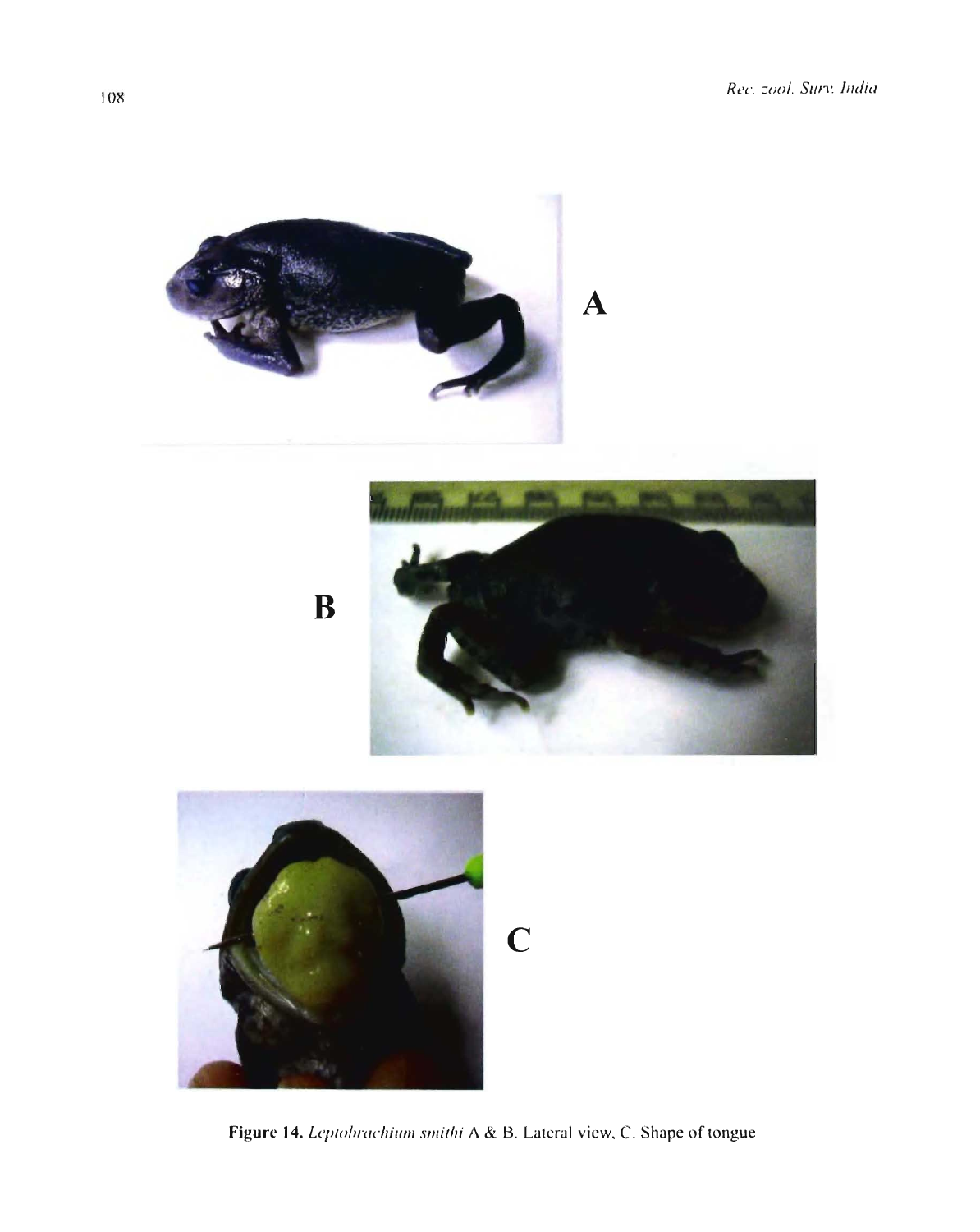A

B

C

**Figure 14.** *Leptobrachium smithi* A & B. Lateral view, C. Shape of tongue